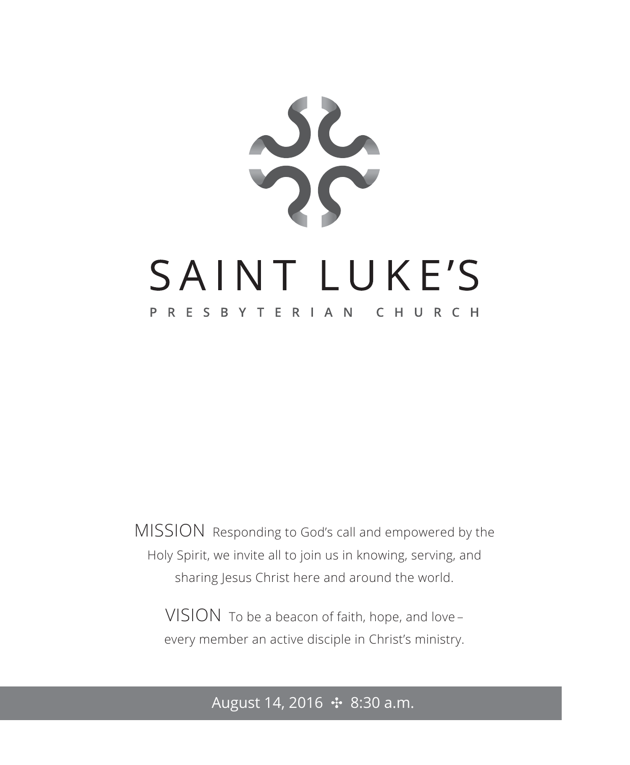# SAINT LUKE'S

## PRESBYTERIAN CHURCH

MISSION Responding to God's call and empowered by the Holy Spirit, we invite all to join us in knowing, serving, and sharing Jesus Christ here and around the world.

VISION To be a beacon of faith, hope, and love – every member an active disciple in Christ's ministry.

August 14, 2016 ✣ 8:30 a.m.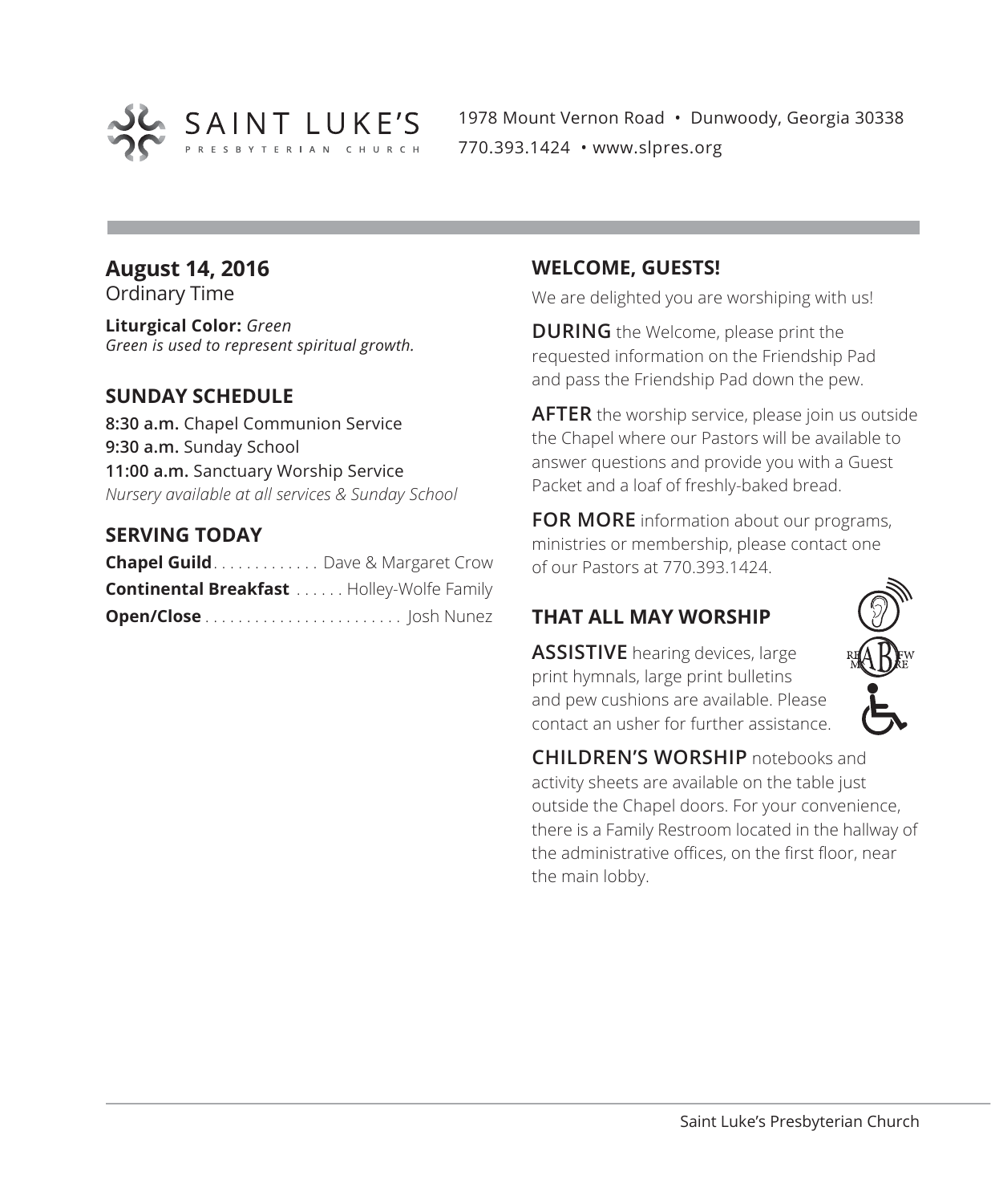SAINT LUKE'S PRESBYTERIAN CHURCH

1978 Mount Vernon Road • Dunwoody, Georgia 30338
770.393.1424 • www.slpres.org

## August 14, 2016

Ordinary Time

**Liturgical Color:** *Green*
*Green is used to represent spiritual growth.*

### SUNDAY SCHEDULE

**8:30 a.m.** Chapel Communion Service
**9:30 a.m.** Sunday School
**11:00 a.m.** Sanctuary Worship Service
*Nursery available at all services & Sunday School*

### SERVING TODAY

**Chapel Guild** . . . . . . . . . . . . . Dave & Margaret Crow
**Continental Breakfast** . . . . . . Holley-Wolfe Family
**Open/Close** . . . . . . . . . . . . . . . . . . . . . . . . Josh Nunez

### WELCOME, GUESTS!

We are delighted you are worshiping with us!

**DURING** the Welcome, please print the requested information on the Friendship Pad and pass the Friendship Pad down the pew.

**AFTER** the worship service, please join us outside the Chapel where our Pastors will be available to answer questions and provide you with a Guest Packet and a loaf of freshly-baked bread.

**FOR MORE** information about our programs, ministries or membership, please contact one of our Pastors at 770.393.1424.

### THAT ALL MAY WORSHIP

**ASSISTIVE** hearing devices, large print hymnals, large print bulletins and pew cushions are available. Please contact an usher for further assistance.

**CHILDREN'S WORSHIP** notebooks and activity sheets are available on the table just outside the Chapel doors. For your convenience, there is a Family Restroom located in the hallway of the administrative offices, on the first floor, near the main lobby.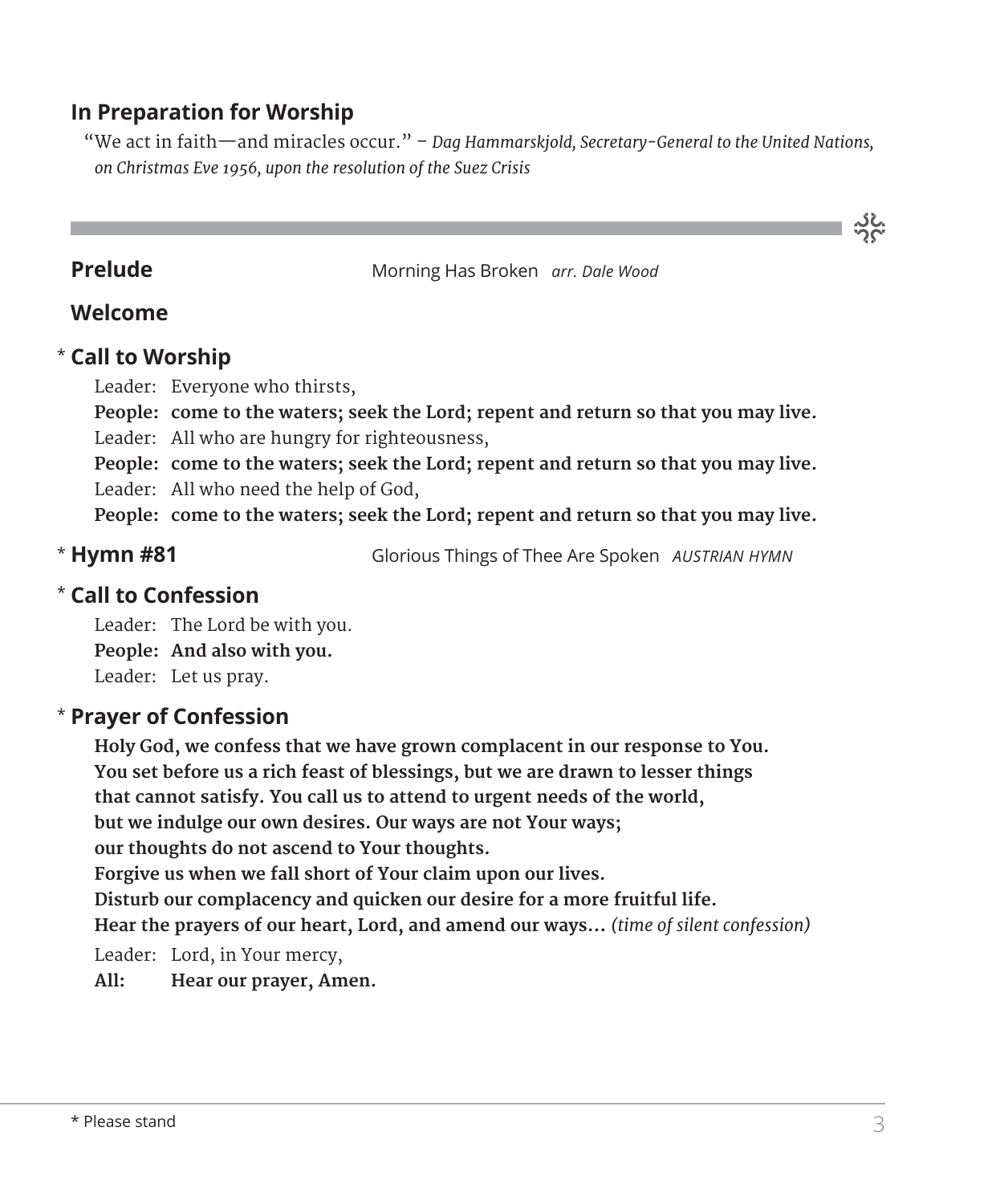## In Preparation for Worship

"We act in faith—and miracles occur." – *Dag Hammarskjold, Secretary-General to the United Nations, on Christmas Eve 1956, upon the resolution of the Suez Crisis*

---

**Prelude** Morning Has Broken *arr. Dale Wood*

**Welcome**

\* **Call to Worship**

Leader: Everyone who thirsts,
**People: come to the waters; seek the Lord; repent and return so that you may live.**
Leader: All who are hungry for righteousness,
**People: come to the waters; seek the Lord; repent and return so that you may live.**
Leader: All who need the help of God,
**People: come to the waters; seek the Lord; repent and return so that you may live.**

\* **Hymn #81** Glorious Things of Thee Are Spoken *AUSTRIAN HYMN*

\* **Call to Confession**

Leader: The Lord be with you.
**People: And also with you.**
Leader: Let us pray.

\* **Prayer of Confession**

**Holy God, we confess that we have grown complacent in our response to You.**
**You set before us a rich feast of blessings, but we are drawn to lesser things**
**that cannot satisfy. You call us to attend to urgent needs of the world,**
**but we indulge our own desires. Our ways are not Your ways;**
**our thoughts do not ascend to Your thoughts.**
**Forgive us when we fall short of Your claim upon our lives.**
**Disturb our complacency and quicken our desire for a more fruitful life.**
**Hear the prayers of our heart, Lord, and amend our ways…** *(time of silent confession)*

Leader: Lord, in Your mercy,
**All: Hear our prayer, Amen.**

\* Please stand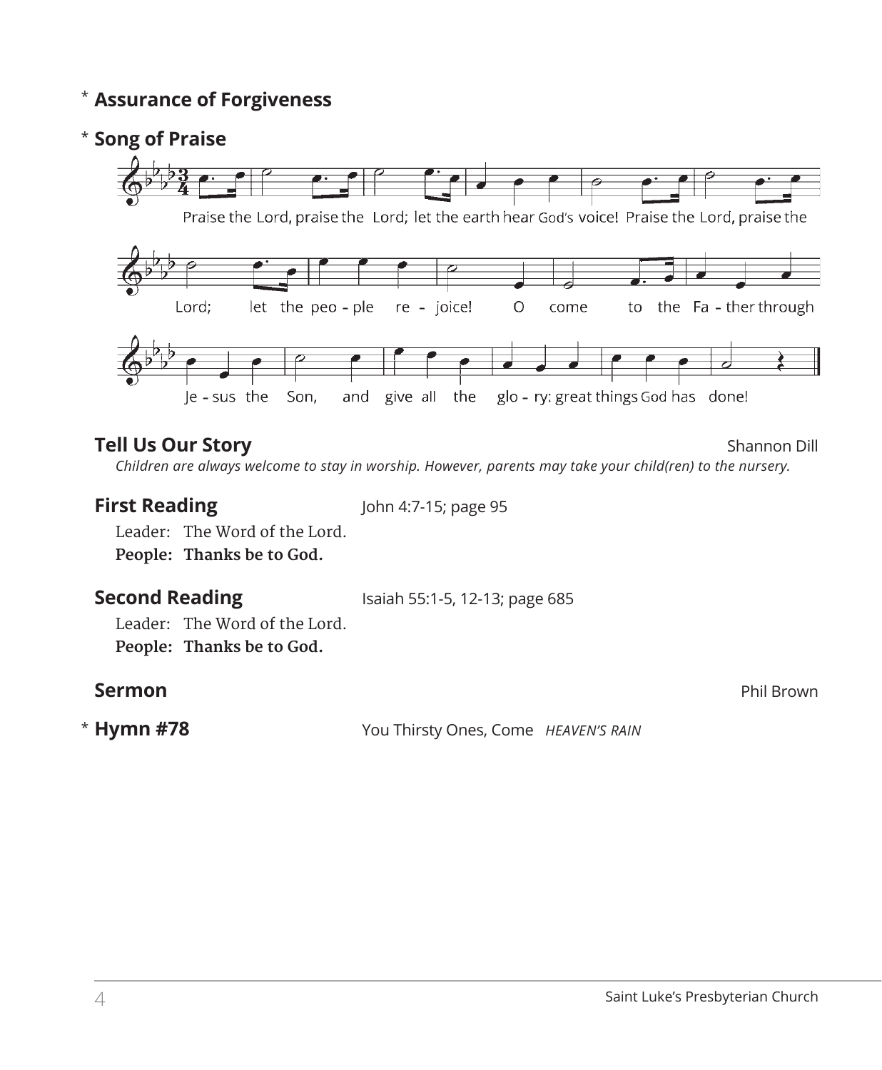\* **Assurance of Forgiveness**

\* **Song of Praise**

Praise the Lord, praise the Lord; let the earth hear God's voice! Praise the Lord, praise the Lord; let the peo - ple re - joice! O come to the Fa - ther through Je - sus the Son, and give all the glo - ry: great things God has done!

**Tell Us Our Story** Shannon Dill

*Children are always welcome to stay in worship. However, parents may take your child(ren) to the nursery.*

**First Reading** John 4:7-15; page 95

Leader: The Word of the Lord.
**People: Thanks be to God.**

**Second Reading** Isaiah 55:1-5, 12-13; page 685

Leader: The Word of the Lord.
**People: Thanks be to God.**

**Sermon** Phil Brown

\* **Hymn #78** You Thirsty Ones, Come *HEAVEN'S RAIN*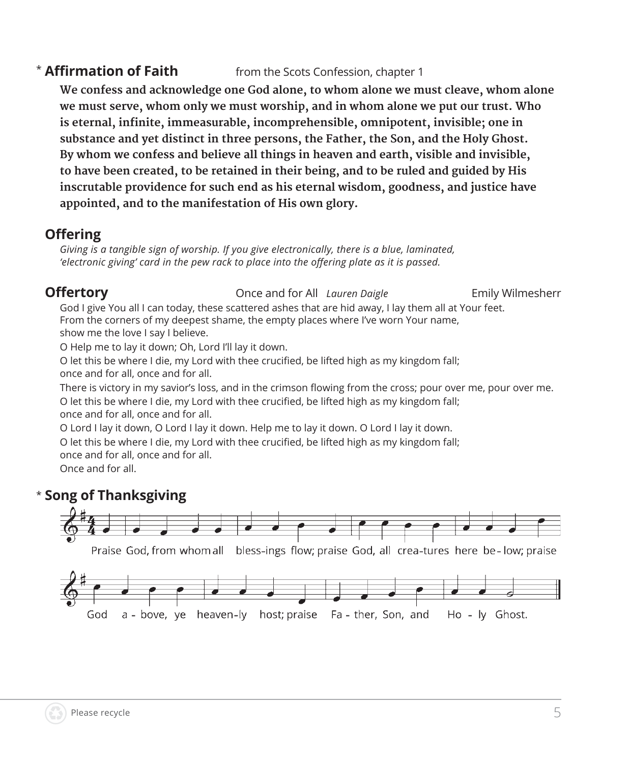## * Affirmation of Faith

from the Scots Confession, chapter 1

**We confess and acknowledge one God alone, to whom alone we must cleave, whom alone we must serve, whom only we must worship, and in whom alone we put our trust. Who is eternal, infinite, immeasurable, incomprehensible, omnipotent, invisible; one in substance and yet distinct in three persons, the Father, the Son, and the Holy Ghost. By whom we confess and believe all things in heaven and earth, visible and invisible, to have been created, to be retained in their being, and to be ruled and guided by His inscrutable providence for such end as his eternal wisdom, goodness, and justice have appointed, and to the manifestation of His own glory.**

## Offering

*Giving is a tangible sign of worship. If you give electronically, there is a blue, laminated, 'electronic giving' card in the pew rack to place into the offering plate as it is passed.*

## Offertory

Once and for All *Lauren Daigle* Emily Wilmesherr

God I give You all I can today, these scattered ashes that are hid away, I lay them all at Your feet.
From the corners of my deepest shame, the empty places where I've worn Your name,
show me the love I say I believe.
O Help me to lay it down; Oh, Lord I'll lay it down.
O let this be where I die, my Lord with thee crucified, be lifted high as my kingdom fall;
once and for all, once and for all.
There is victory in my savior's loss, and in the crimson flowing from the cross; pour over me, pour over me.
O let this be where I die, my Lord with thee crucified, be lifted high as my kingdom fall;
once and for all, once and for all.
O Lord I lay it down, O Lord I lay it down. Help me to lay it down. O Lord I lay it down.
O let this be where I die, my Lord with thee crucified, be lifted high as my kingdom fall;
once and for all, once and for all.
Once and for all.

## * Song of Thanksgiving

Praise God, from whom all bless-ings flow; praise God, all crea-tures here be-low; praise
God a-bove, ye heaven-ly host; praise Fa-ther, Son, and Ho-ly Ghost.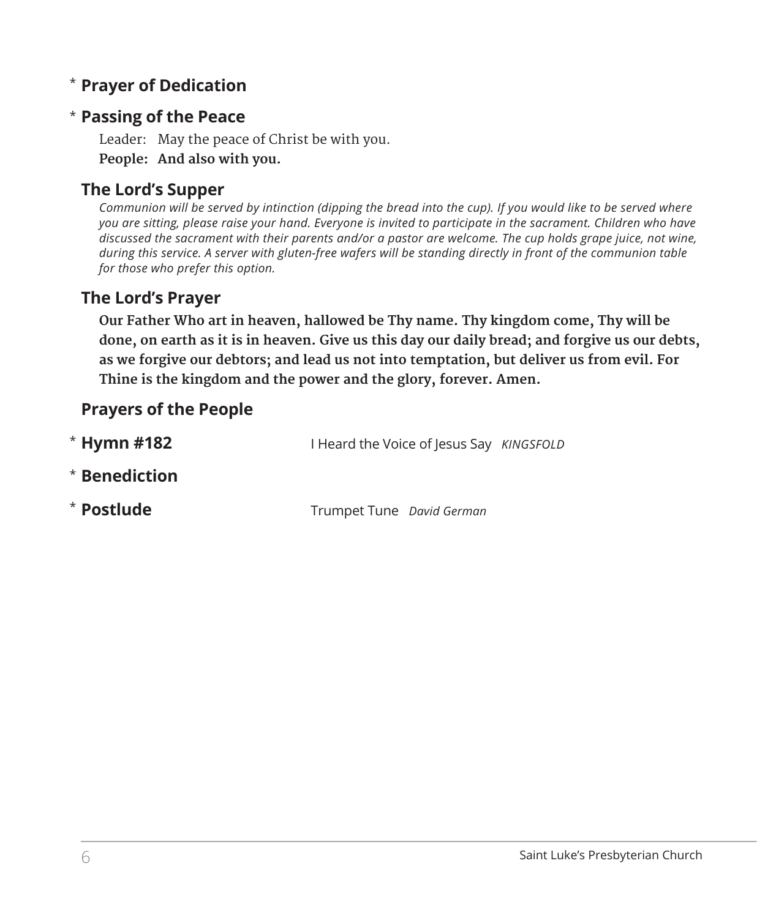\* **Prayer of Dedication**

\* **Passing of the Peace**

Leader: May the peace of Christ be with you.
**People: And also with you.**

**The Lord's Supper**

*Communion will be served by intinction (dipping the bread into the cup). If you would like to be served where you are sitting, please raise your hand. Everyone is invited to participate in the sacrament. Children who have discussed the sacrament with their parents and/or a pastor are welcome. The cup holds grape juice, not wine, during this service. A server with gluten-free wafers will be standing directly in front of the communion table for those who prefer this option.*

**The Lord's Prayer**

**Our Father Who art in heaven, hallowed be Thy name. Thy kingdom come, Thy will be done, on earth as it is in heaven. Give us this day our daily bread; and forgive us our debts, as we forgive our debtors; and lead us not into temptation, but deliver us from evil. For Thine is the kingdom and the power and the glory, forever. Amen.**

**Prayers of the People**

\* **Hymn #182** I Heard the Voice of Jesus Say *KINGSFOLD*

\* **Benediction**

\* **Postlude** Trumpet Tune *David German*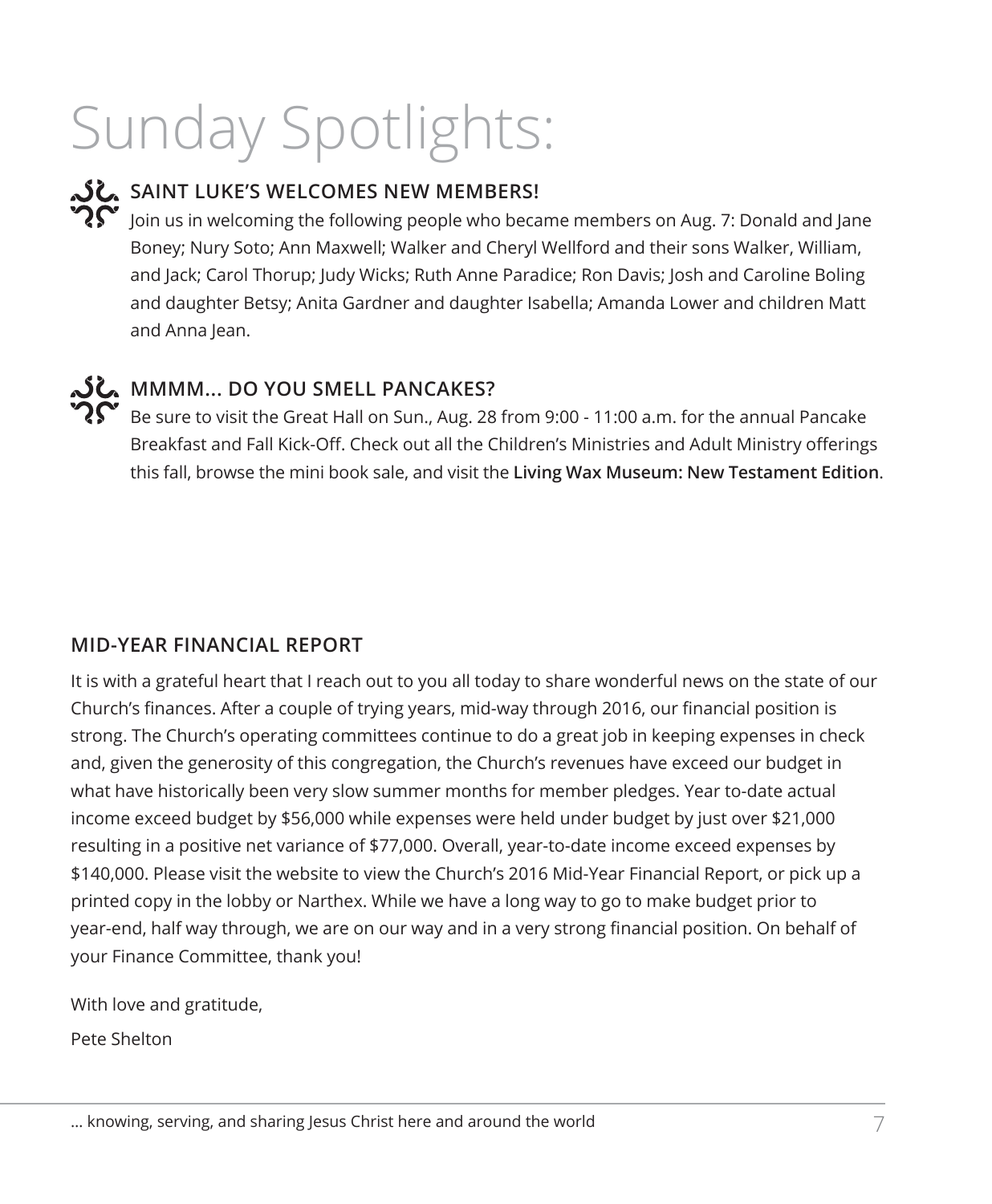# Sunday Spotlights:

### SAINT LUKE'S WELCOMES NEW MEMBERS!

Join us in welcoming the following people who became members on Aug. 7: Donald and Jane Boney; Nury Soto; Ann Maxwell; Walker and Cheryl Wellford and their sons Walker, William, and Jack; Carol Thorup; Judy Wicks; Ruth Anne Paradice; Ron Davis; Josh and Caroline Boling and daughter Betsy; Anita Gardner and daughter Isabella; Amanda Lower and children Matt and Anna Jean.

### MMMM... DO YOU SMELL PANCAKES?

Be sure to visit the Great Hall on Sun., Aug. 28 from 9:00 - 11:00 a.m. for the annual Pancake Breakfast and Fall Kick-Off. Check out all the Children's Ministries and Adult Ministry offerings this fall, browse the mini book sale, and visit the **Living Wax Museum: New Testament Edition**.

### MID-YEAR FINANCIAL REPORT

It is with a grateful heart that I reach out to you all today to share wonderful news on the state of our Church's finances. After a couple of trying years, mid-way through 2016, our financial position is strong. The Church's operating committees continue to do a great job in keeping expenses in check and, given the generosity of this congregation, the Church's revenues have exceed our budget in what have historically been very slow summer months for member pledges. Year to-date actual income exceed budget by $56,000 while expenses were held under budget by just over $21,000 resulting in a positive net variance of $77,000. Overall, year-to-date income exceed expenses by $140,000. Please visit the website to view the Church's 2016 Mid-Year Financial Report, or pick up a printed copy in the lobby or Narthex. While we have a long way to go to make budget prior to year-end, half way through, we are on our way and in a very strong financial position. On behalf of your Finance Committee, thank you!

With love and gratitude,

Pete Shelton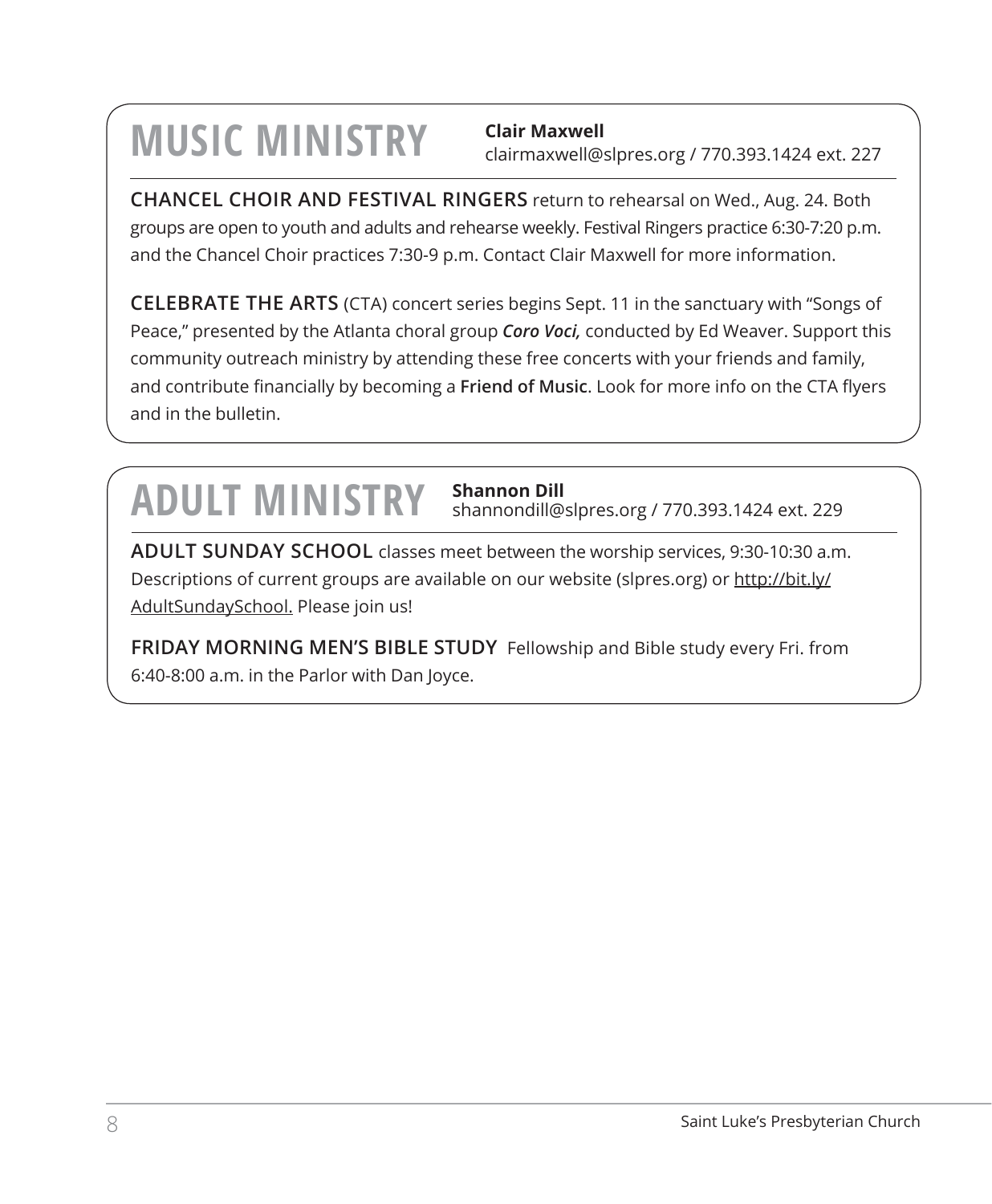## MUSIC MINISTRY

**Clair Maxwell**
clairmaxwell@slpres.org / 770.393.1424 ext. 227

**CHANCEL CHOIR AND FESTIVAL RINGERS** return to rehearsal on Wed., Aug. 24. Both groups are open to youth and adults and rehearse weekly. Festival Ringers practice 6:30-7:20 p.m. and the Chancel Choir practices 7:30-9 p.m. Contact Clair Maxwell for more information.

**CELEBRATE THE ARTS** (CTA) concert series begins Sept. 11 in the sanctuary with "Songs of Peace," presented by the Atlanta choral group ***Coro Voci,*** conducted by Ed Weaver. Support this community outreach ministry by attending these free concerts with your friends and family, and contribute financially by becoming a **Friend of Music**. Look for more info on the CTA flyers and in the bulletin.

## ADULT MINISTRY

**Shannon Dill**
shannondill@slpres.org / 770.393.1424 ext. 229

**ADULT SUNDAY SCHOOL** classes meet between the worship services, 9:30-10:30 a.m. Descriptions of current groups are available on our website (slpres.org) or http://bit.ly/AdultSundaySchool. Please join us!

**FRIDAY MORNING MEN'S BIBLE STUDY** Fellowship and Bible study every Fri. from 6:40-8:00 a.m. in the Parlor with Dan Joyce.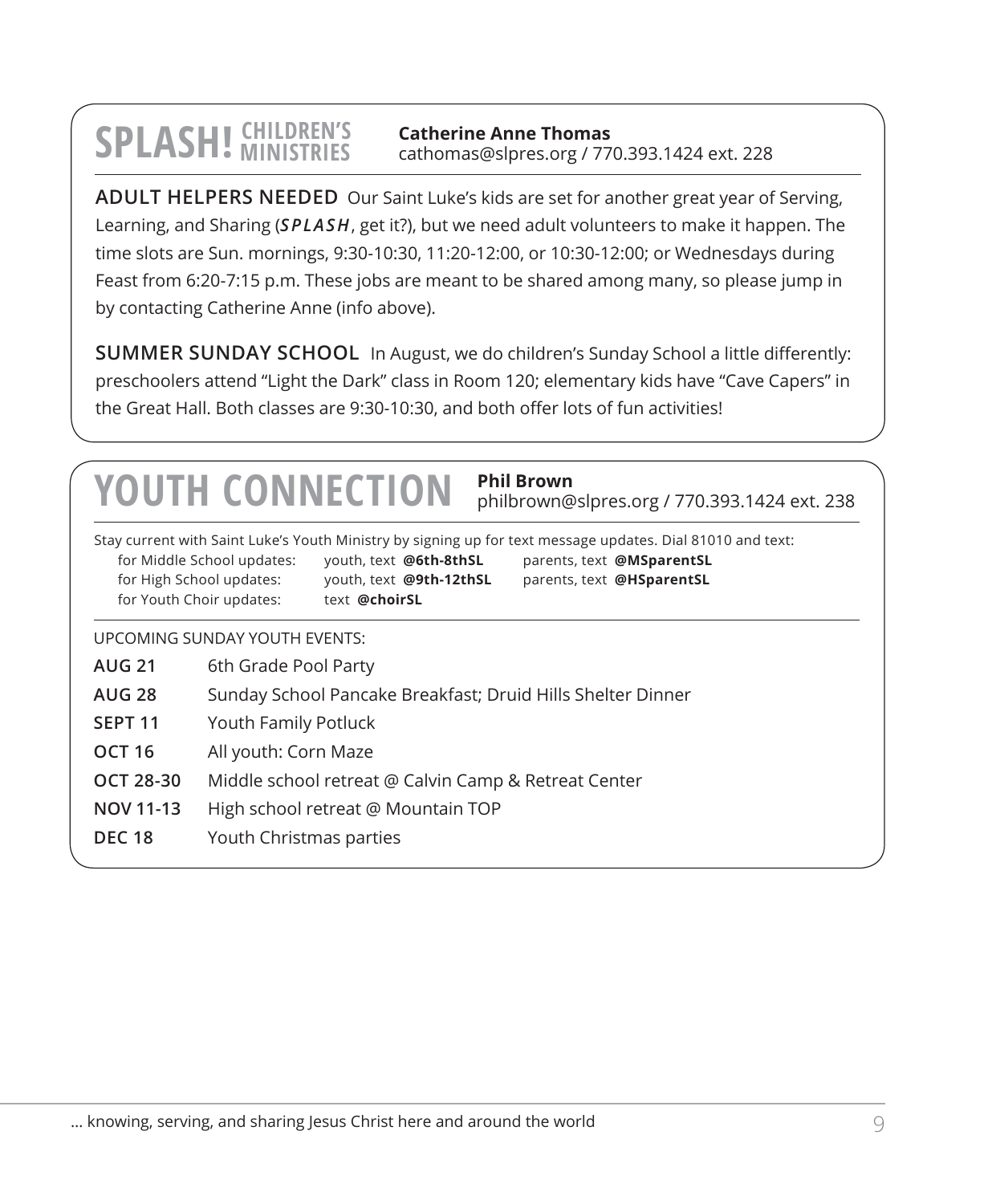## SPLASH! CHILDREN'S MINISTRIES

**Catherine Anne Thomas**
cathomas@slpres.org / 770.393.1424 ext. 228

**ADULT HELPERS NEEDED** Our Saint Luke's kids are set for another great year of Serving, Learning, and Sharing (***SPLASH***, get it?), but we need adult volunteers to make it happen. The time slots are Sun. mornings, 9:30-10:30, 11:20-12:00, or 10:30-12:00; or Wednesdays during Feast from 6:20-7:15 p.m. These jobs are meant to be shared among many, so please jump in by contacting Catherine Anne (info above).

**SUMMER SUNDAY SCHOOL** In August, we do children's Sunday School a little differently: preschoolers attend "Light the Dark" class in Room 120; elementary kids have "Cave Capers" in the Great Hall. Both classes are 9:30-10:30, and both offer lots of fun activities!

## YOUTH CONNECTION

**Phil Brown**
philbrown@slpres.org / 770.393.1424 ext. 238

Stay current with Saint Luke's Youth Ministry by signing up for text message updates. Dial 81010 and text:

| | | |
|---|---|---|
| for Middle School updates: | youth, text **@6th-8thSL** | parents, text **@MSparentSL** |
| for High School updates: | youth, text **@9th-12thSL** | parents, text **@HSparentSL** |
| for Youth Choir updates: | text **@choirSL** | |

UPCOMING SUNDAY YOUTH EVENTS:

| | |
|---|---|
| **AUG 21** | 6th Grade Pool Party |
| **AUG 28** | Sunday School Pancake Breakfast; Druid Hills Shelter Dinner |
| **SEPT 11** | Youth Family Potluck |
| **OCT 16** | All youth: Corn Maze |
| **OCT 28-30** | Middle school retreat @ Calvin Camp & Retreat Center |
| **NOV 11-13** | High school retreat @ Mountain TOP |
| **DEC 18** | Youth Christmas parties |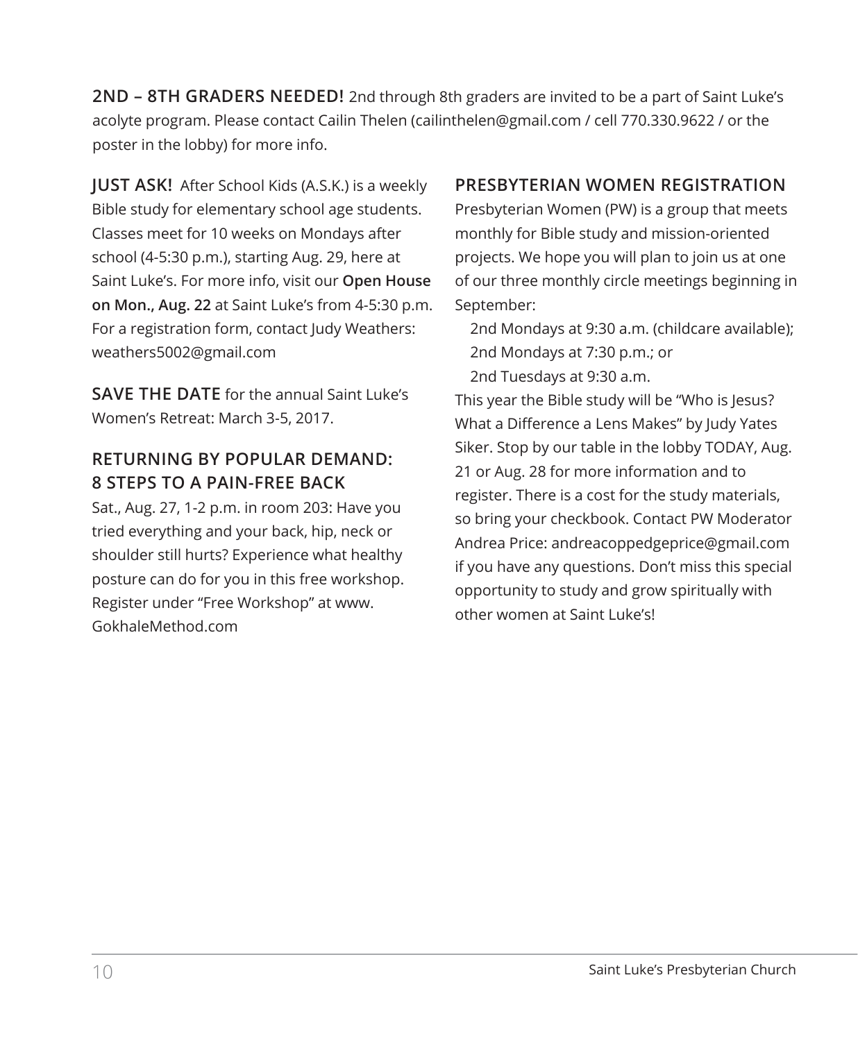**2ND – 8TH GRADERS NEEDED!** 2nd through 8th graders are invited to be a part of Saint Luke's acolyte program. Please contact Cailin Thelen (cailinthelen@gmail.com / cell 770.330.9622 / or the poster in the lobby) for more info.

**JUST ASK!** After School Kids (A.S.K.) is a weekly Bible study for elementary school age students. Classes meet for 10 weeks on Mondays after school (4-5:30 p.m.), starting Aug. 29, here at Saint Luke's. For more info, visit our **Open House on Mon., Aug. 22** at Saint Luke's from 4-5:30 p.m. For a registration form, contact Judy Weathers: weathers5002@gmail.com

**SAVE THE DATE** for the annual Saint Luke's Women's Retreat: March 3-5, 2017.

## RETURNING BY POPULAR DEMAND: 8 STEPS TO A PAIN-FREE BACK

Sat., Aug. 27, 1-2 p.m. in room 203: Have you tried everything and your back, hip, neck or shoulder still hurts? Experience what healthy posture can do for you in this free workshop. Register under "Free Workshop" at www.GokhaleMethod.com

## PRESBYTERIAN WOMEN REGISTRATION

Presbyterian Women (PW) is a group that meets monthly for Bible study and mission-oriented projects. We hope you will plan to join us at one of our three monthly circle meetings beginning in September:

2nd Mondays at 9:30 a.m. (childcare available);
2nd Mondays at 7:30 p.m.; or
2nd Tuesdays at 9:30 a.m.

This year the Bible study will be "Who is Jesus? What a Difference a Lens Makes" by Judy Yates Siker. Stop by our table in the lobby TODAY, Aug. 21 or Aug. 28 for more information and to register. There is a cost for the study materials, so bring your checkbook. Contact PW Moderator Andrea Price: andreacoppedgeprice@gmail.com if you have any questions. Don't miss this special opportunity to study and grow spiritually with other women at Saint Luke's!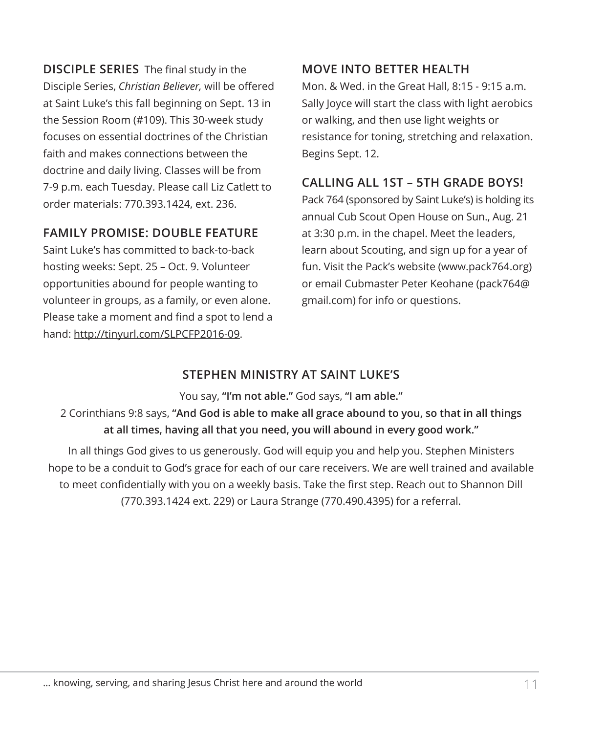**DISCIPLE SERIES** The final study in the Disciple Series, *Christian Believer,* will be offered at Saint Luke's this fall beginning on Sept. 13 in the Session Room (#109). This 30-week study focuses on essential doctrines of the Christian faith and makes connections between the doctrine and daily living. Classes will be from 7-9 p.m. each Tuesday. Please call Liz Catlett to order materials: 770.393.1424, ext. 236.

## FAMILY PROMISE: DOUBLE FEATURE

Saint Luke's has committed to back-to-back hosting weeks: Sept. 25 – Oct. 9. Volunteer opportunities abound for people wanting to volunteer in groups, as a family, or even alone. Please take a moment and find a spot to lend a hand: http://tinyurl.com/SLPCFP2016-09.

## MOVE INTO BETTER HEALTH

Mon. & Wed. in the Great Hall, 8:15 - 9:15 a.m. Sally Joyce will start the class with light aerobics or walking, and then use light weights or resistance for toning, stretching and relaxation. Begins Sept. 12.

## CALLING ALL 1ST – 5TH GRADE BOYS!

Pack 764 (sponsored by Saint Luke's) is holding its annual Cub Scout Open House on Sun., Aug. 21 at 3:30 p.m. in the chapel. Meet the leaders, learn about Scouting, and sign up for a year of fun. Visit the Pack's website (www.pack764.org) or email Cubmaster Peter Keohane (pack764@gmail.com) for info or questions.

## STEPHEN MINISTRY AT SAINT LUKE'S

You say, **"I'm not able."** God says, **"I am able."**

2 Corinthians 9:8 says, **"And God is able to make all grace abound to you, so that in all things at all times, having all that you need, you will abound in every good work."**

In all things God gives to us generously. God will equip you and help you. Stephen Ministers hope to be a conduit to God's grace for each of our care receivers. We are well trained and available to meet confidentially with you on a weekly basis. Take the first step. Reach out to Shannon Dill (770.393.1424 ext. 229) or Laura Strange (770.490.4395) for a referral.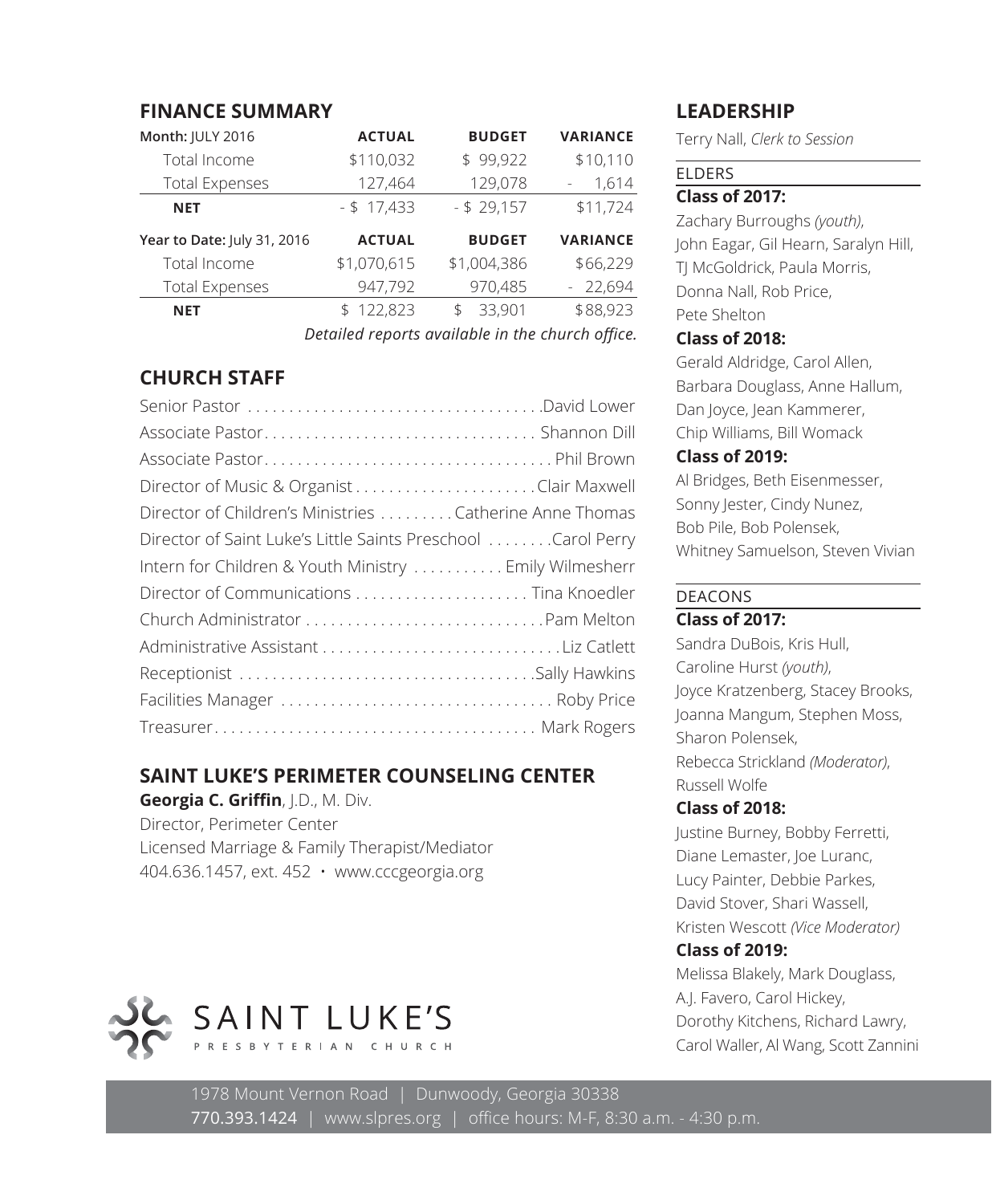## FINANCE SUMMARY

| Month: JULY 2016 | ACTUAL | BUDGET | VARIANCE |
|---|---|---|---|
| Total Income | $110,032 | $ 99,922 | $10,110 |
| Total Expenses | 127,464 | 129,078 | - 1,614 |
| **NET** | - $ 17,433 | - $ 29,157 | $11,724 |
| **Year to Date: July 31, 2016** | **ACTUAL** | **BUDGET** | **VARIANCE** |
| Total Income | $1,070,615 | $1,004,386 | $66,229 |
| Total Expenses | 947,792 | 970,485 | - 22,694 |
| **NET** | $ 122,823 | $ 33,901 | $88,923 |

*Detailed reports available in the church office.*

## CHURCH STAFF

Senior Pastor . . . . . . . . . . . . . . . . . . . . . . . . . . . . . . . . . . .David Lower
Associate Pastor. . . . . . . . . . . . . . . . . . . . . . . . . . . . . . . . Shannon Dill
Associate Pastor. . . . . . . . . . . . . . . . . . . . . . . . . . . . . . . . . . . Phil Brown
Director of Music & Organist . . . . . . . . . . . . . . . . . . . . . .Clair Maxwell
Director of Children's Ministries . . . . . . . . . Catherine Anne Thomas
Director of Saint Luke's Little Saints Preschool . . . . . . . .Carol Perry
Intern for Children & Youth Ministry . . . . . . . . . . . Emily Wilmesherr
Director of Communications . . . . . . . . . . . . . . . . . . . . . Tina Knoedler
Church Administrator . . . . . . . . . . . . . . . . . . . . . . . . . . . . .Pam Melton
Administrative Assistant . . . . . . . . . . . . . . . . . . . . . . . . . . . . .Liz Catlett
Receptionist . . . . . . . . . . . . . . . . . . . . . . . . . . . . . . . . . . .Sally Hawkins
Facilities Manager . . . . . . . . . . . . . . . . . . . . . . . . . . . . . . . . Roby Price
Treasurer. . . . . . . . . . . . . . . . . . . . . . . . . . . . . . . . . . . . . . . Mark Rogers

## SAINT LUKE'S PERIMETER COUNSELING CENTER

**Georgia C. Griffin**, J.D., M. Div.
Director, Perimeter Center
Licensed Marriage & Family Therapist/Mediator
404.636.1457, ext. 452 • www.cccgeorgia.org

## LEADERSHIP

Terry Nall, *Clerk to Session*

ELDERS

**Class of 2017:**
Zachary Burroughs *(youth)*, John Eagar, Gil Hearn, Saralyn Hill, TJ McGoldrick, Paula Morris, Donna Nall, Rob Price, Pete Shelton

**Class of 2018:**
Gerald Aldridge, Carol Allen, Barbara Douglass, Anne Hallum, Dan Joyce, Jean Kammerer, Chip Williams, Bill Womack

**Class of 2019:**
Al Bridges, Beth Eisenmesser, Sonny Jester, Cindy Nunez, Bob Pile, Bob Polensek, Whitney Samuelson, Steven Vivian

DEACONS

**Class of 2017:**
Sandra DuBois, Kris Hull, Caroline Hurst *(youth)*, Joyce Kratzenberg, Stacey Brooks, Joanna Mangum, Stephen Moss, Sharon Polensek, Rebecca Strickland *(Moderator)*, Russell Wolfe

**Class of 2018:**
Justine Burney, Bobby Ferretti, Diane Lemaster, Joe Luranc, Lucy Painter, Debbie Parkes, David Stover, Shari Wassell, Kristen Wescott *(Vice Moderator)*

**Class of 2019:**
Melissa Blakely, Mark Douglass, A.J. Favero, Carol Hickey, Dorothy Kitchens, Richard Lawry, Carol Waller, Al Wang, Scott Zannini

SAINT LUKE'S
PRESBYTERIAN CHURCH

1978 Mount Vernon Road | Dunwoody, Georgia 30338
770.393.1424 | www.slpres.org | office hours: M-F, 8:30 a.m. - 4:30 p.m.